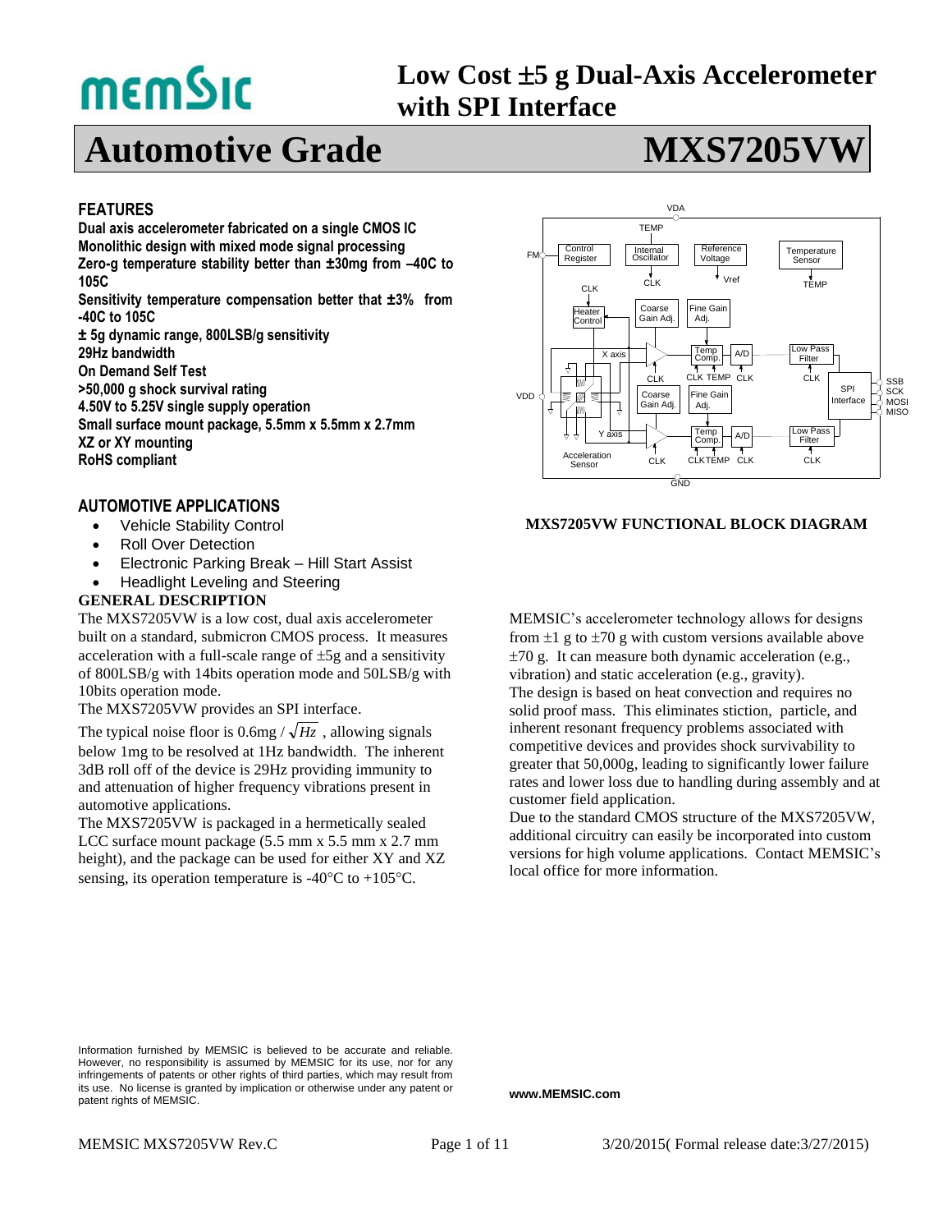**Low Cost ±5 g Dual-Axis Accelerometer with SPI Interface**

# Automotive Grade MXS7205VW

## FEATURES

**Dual axis accelerometer fabricated on a single CMOS IC**
**Monolithic design with mixed mode signal processing**
**Zero-g temperature stability better than ±30mg from –40C to 105C**
**Sensitivity temperature compensation better that ±3% from -40C to 105C**
**± 5g dynamic range, 800LSB/g sensitivity**
**29Hz bandwidth**
**On Demand Self Test**
**>50,000 g shock survival rating**
**4.50V to 5.25V single supply operation**
**Small surface mount package, 5.5mm x 5.5mm x 2.7mm**
**XZ or XY mounting**
**RoHS compliant**

## AUTOMOTIVE APPLICATIONS

- Vehicle Stability Control
- Roll Over Detection
- Electronic Parking Break – Hill Start Assist
- Headlight Leveling and Steering

## GENERAL DESCRIPTION

The MXS7205VW is a low cost, dual axis accelerometer built on a standard, submicron CMOS process. It measures acceleration with a full-scale range of ±5g and a sensitivity of 800LSB/g with 14bits operation mode and 50LSB/g with 10bits operation mode.

The MXS7205VW provides an SPI interface.

The typical noise floor is 0.6mg / $\sqrt{Hz}$ , allowing signals below 1mg to be resolved at 1Hz bandwidth. The inherent 3dB roll off of the device is 29Hz providing immunity to and attenuation of higher frequency vibrations present in automotive applications.

The MXS7205VW is packaged in a hermetically sealed LCC surface mount package (5.5 mm x 5.5 mm x 2.7 mm height), and the package can be used for either XY and XZ sensing, its operation temperature is -40°C to +105°C.

MEMSIC's accelerometer technology allows for designs from ±1 g to ±70 g with custom versions available above ±70 g. It can measure both dynamic acceleration (e.g., vibration) and static acceleration (e.g., gravity).

The design is based on heat convection and requires no solid proof mass. This eliminates stiction, particle, and inherent resonant frequency problems associated with competitive devices and provides shock survivability to greater that 50,000g, leading to significantly lower failure rates and lower loss due to handling during assembly and at customer field application.

Due to the standard CMOS structure of the MXS7205VW, additional circuitry can easily be incorporated into custom versions for high volume applications. Contact MEMSIC's local office for more information.

**MXS7205VW FUNCTIONAL BLOCK DIAGRAM**

Information furnished by MEMSIC is believed to be accurate and reliable. However, no responsibility is assumed by MEMSIC for its use, nor for any infringements of patents or other rights of third parties, which may result from its use. No license is granted by implication or otherwise under any patent or patent rights of MEMSIC.

**www.MEMSIC.com**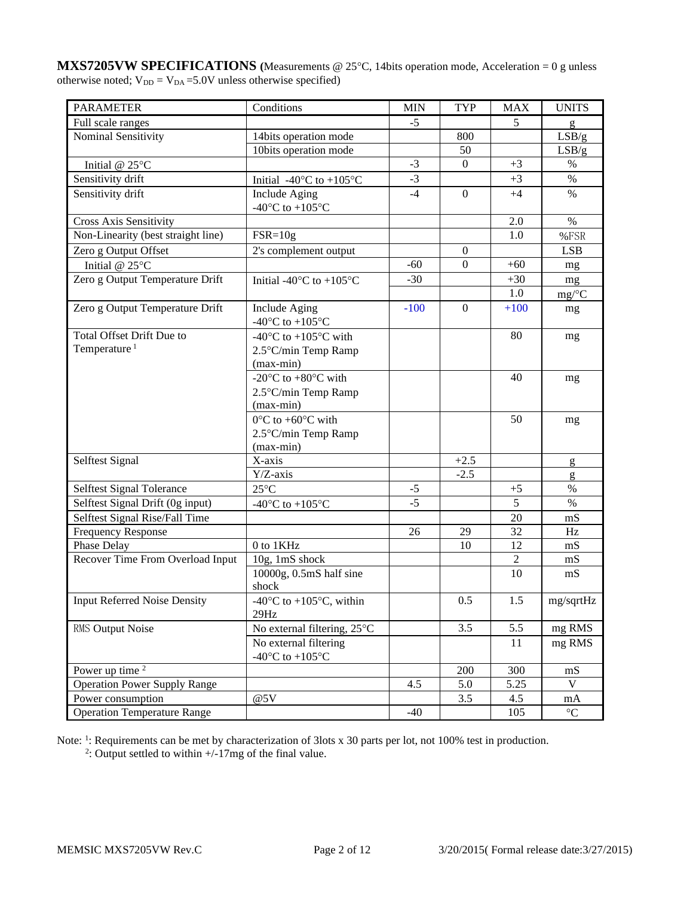**MXS7205VW SPECIFICATIONS** (Measurements @ 25°C, 14bits operation mode, Acceleration = 0 g unless otherwise noted; $V_{DD} = V_{DA}$ =5.0V unless otherwise specified)

| PARAMETER | Conditions | MIN | TYP | MAX | UNITS |
|---|---|---|---|---|---|
| Full scale ranges | | -5 | | 5 | g |
| Nominal Sensitivity | 14bits operation mode | | 800 | | LSB/g |
| | 10bits operation mode | | 50 | | LSB/g |
| Initial @ 25°C | | -3 | 0 | +3 | % |
| Sensitivity drift | Initial -40°C to +105°C | -3 | | +3 | % |
| Sensitivity drift | Include Aging -40°C to +105°C | -4 | 0 | +4 | % |
| Cross Axis Sensitivity | | | | 2.0 | % |
| Non-Linearity (best straight line) | FSR=10g | | | 1.0 | %FSR |
| Zero g Output Offset | 2's complement output | | 0 | | LSB |
| Initial @ 25°C | | -60 | 0 | +60 | mg |
| Zero g Output Temperature Drift | Initial -40°C to +105°C | -30 | | +30 | mg |
| | | | | 1.0 | mg/°C |
| Zero g Output Temperature Drift | Include Aging -40°C to +105°C | -100 | 0 | +100 | mg |
| Total Offset Drift Due to Temperature [1] | -40°C to +105°C with 2.5°C/min Temp Ramp (max-min) | | | 80 | mg |
| | -20°C to +80°C with 2.5°C/min Temp Ramp (max-min) | | | 40 | mg |
| | 0°C to +60°C with 2.5°C/min Temp Ramp (max-min) | | | 50 | mg |
| Selftest Signal | X-axis | | +2.5 | | g |
| | Y/Z-axis | | -2.5 | | g |
| Selftest Signal Tolerance | 25°C | -5 | | +5 | % |
| Selftest Signal Drift (0g input) | -40°C to +105°C | -5 | | 5 | % |
| Selftest Signal Rise/Fall Time | | | | 20 | mS |
| Frequency Response | | 26 | 29 | 32 | Hz |
| Phase Delay | 0 to 1KHz | | 10 | 12 | mS |
| Recover Time From Overload Input | 10g, 1mS shock | | | 2 | mS |
| | 10000g, 0.5mS half sine shock | | | 10 | mS |
| Input Referred Noise Density | -40°C to +105°C, within 29Hz | | 0.5 | 1.5 | mg/sqrtHz |
| RMS Output Noise | No external filtering, 25°C | | 3.5 | 5.5 | mg RMS |
| | No external filtering -40°C to +105°C | | | 11 | mg RMS |
| Power up time [2] | | | 200 | 300 | mS |
| Operation Power Supply Range | | 4.5 | 5.0 | 5.25 | V |
| Power consumption | @5V | | 3.5 | 4.5 | mA |
| Operation Temperature Range | | -40 | | 105 | °C |

Note: [1]: Requirements can be met by characterization of 3lots x 30 parts per lot, not 100% test in production.
[2]: Output settled to within +/-17mg of the final value.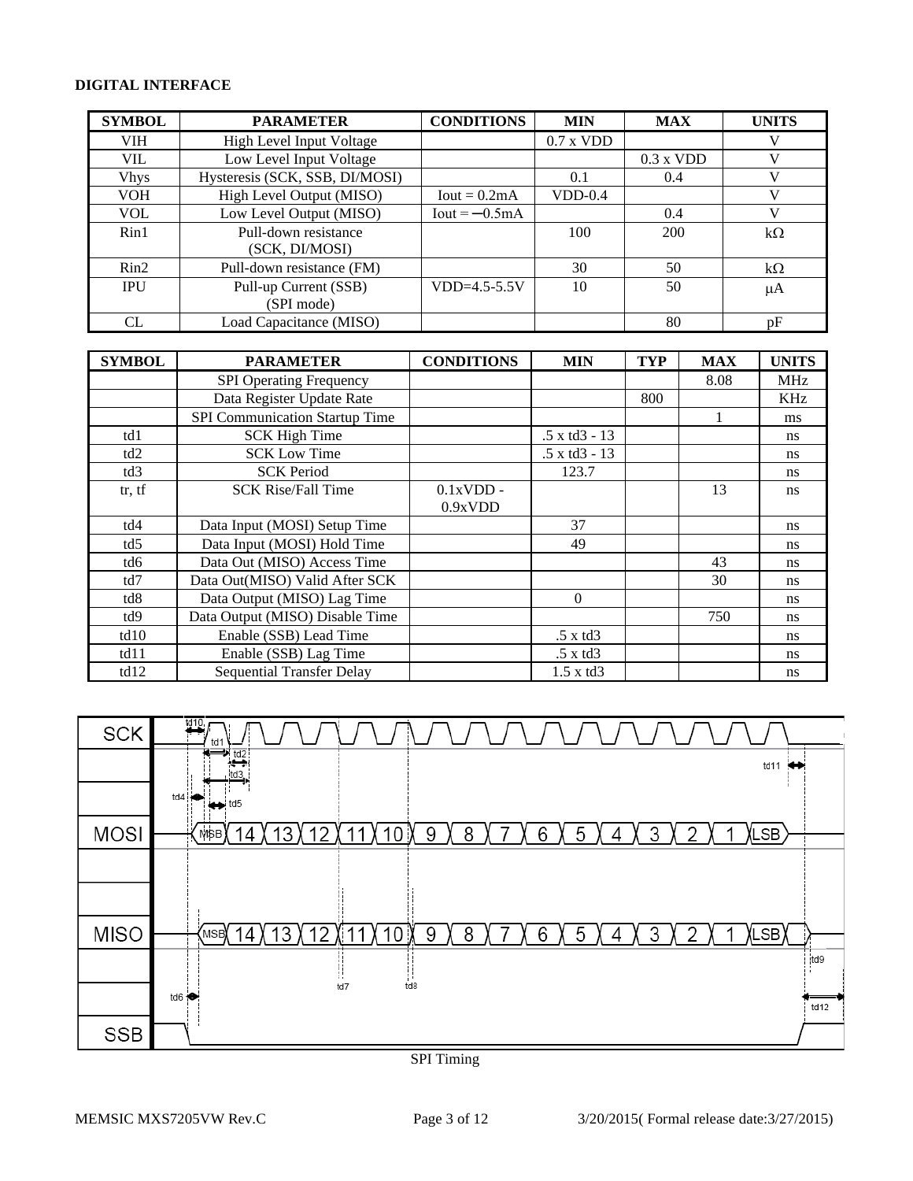**DIGITAL INTERFACE**

| SYMBOL | PARAMETER | CONDITIONS | MIN | MAX | UNITS |
|---|---|---|---|---|---|
| VIH | High Level Input Voltage | | 0.7 x VDD | | V |
| VIL | Low Level Input Voltage | | | 0.3 x VDD | V |
| Vhys | Hysteresis (SCK, SSB, DI/MOSI) | | 0.1 | 0.4 | V |
| VOH | High Level Output (MISO) | Iout = 0.2mA | VDD-0.4 | | V |
| VOL | Low Level Output (MISO) | Iout = −0.5mA | | 0.4 | V |
| Rin1 | Pull-down resistance (SCK, DI/MOSI) | | 100 | 200 | kΩ |
| Rin2 | Pull-down resistance (FM) | | 30 | 50 | kΩ |
| IPU | Pull-up Current (SSB) (SPI mode) | VDD=4.5-5.5V | 10 | 50 | μA |
| CL | Load Capacitance (MISO) | | | 80 | pF |

| SYMBOL | PARAMETER | CONDITIONS | MIN | TYP | MAX | UNITS |
|---|---|---|---|---|---|---|
| | SPI Operating Frequency | | | | 8.08 | MHz |
| | Data Register Update Rate | | | 800 | | KHz |
| | SPI Communication Startup Time | | | | 1 | ms |
| td1 | SCK High Time | | .5 x td3 - 13 | | | ns |
| td2 | SCK Low Time | | .5 x td3 - 13 | | | ns |
| td3 | SCK Period | | 123.7 | | | ns |
| tr, tf | SCK Rise/Fall Time | 0.1xVDD - 0.9xVDD | | | 13 | ns |
| td4 | Data Input (MOSI) Setup Time | | 37 | | | ns |
| td5 | Data Input (MOSI) Hold Time | | 49 | | | ns |
| td6 | Data Out (MISO) Access Time | | | | 43 | ns |
| td7 | Data Out(MISO) Valid After SCK | | | | 30 | ns |
| td8 | Data Output (MISO) Lag Time | | 0 | | | ns |
| td9 | Data Output (MISO) Disable Time | | | | 750 | ns |
| td10 | Enable (SSB) Lead Time | | .5 x td3 | | | ns |
| td11 | Enable (SSB) Lag Time | | .5 x td3 | | | ns |
| td12 | Sequential Transfer Delay | | 1.5 x td3 | | | ns |

SPI Timing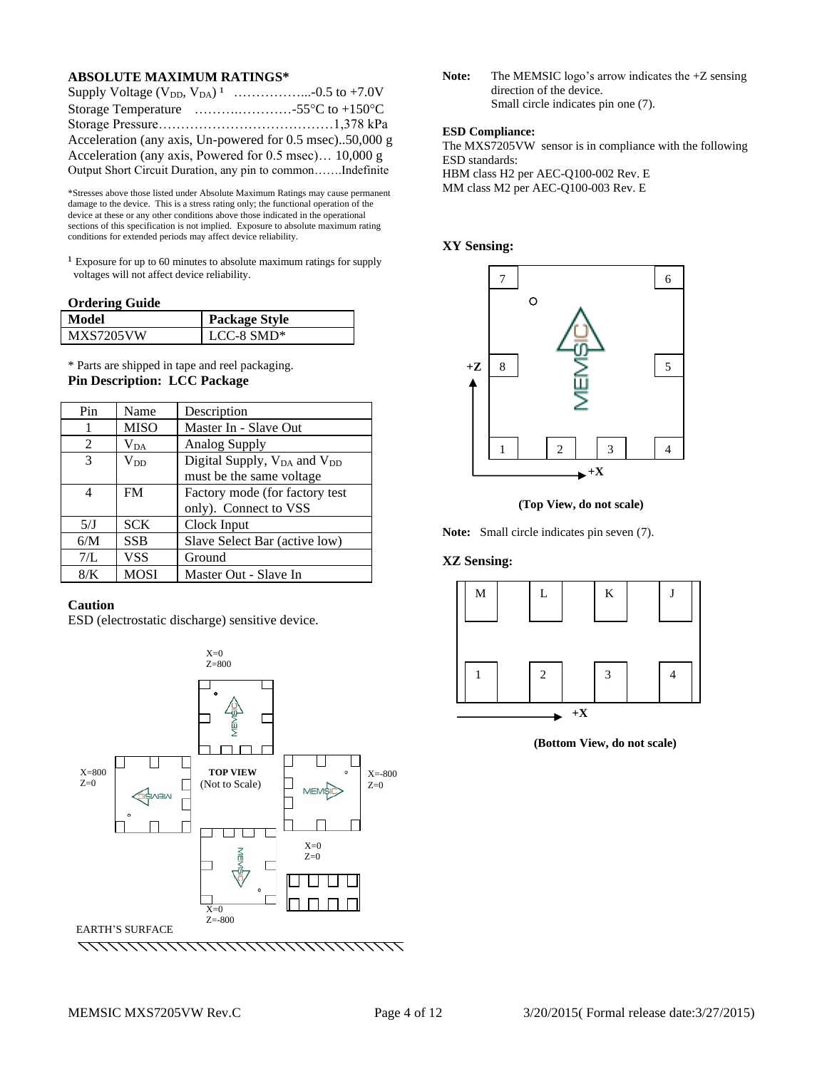### ABSOLUTE MAXIMUM RATINGS*

Supply Voltage ($V_{DD}$, $V_{DA}$) [1] ……………...-0.5 to +7.0V
Storage Temperature ………..…………-55°C to +150°C
Storage Pressure…………………………………1,378 kPa
Acceleration (any axis, Un-powered for 0.5 msec)..50,000 g
Acceleration (any axis, Powered for 0.5 msec)… 10,000 g
Output Short Circuit Duration, any pin to common…….Indefinite

*Stresses above those listed under Absolute Maximum Ratings may cause permanent damage to the device. This is a stress rating only; the functional operation of the device at these or any other conditions above those indicated in the operational sections of this specification is not implied. Exposure to absolute maximum rating conditions for extended periods may affect device reliability.

[1] Exposure for up to 60 minutes to absolute maximum ratings for supply voltages will not affect device reliability.

### Ordering Guide

| Model | Package Style |
|---|---|
| MXS7205VW | LCC-8 SMD* |

* Parts are shipped in tape and reel packaging.

**Pin Description: LCC Package**

| Pin | Name | Description |
|---|---|---|
| 1 | MISO | Master In - Slave Out |
| 2 | $V_{DA}$ | Analog Supply |
| 3 | $V_{DD}$ | Digital Supply, $V_{DA}$ and $V_{DD}$ must be the same voltage |
| 4 | FM | Factory mode (for factory test only). Connect to VSS |
| 5/J | SCK | Clock Input |
| 6/M | SSB | Slave Select Bar (active low) |
| 7/L | VSS | Ground |
| 8/K | MOSI | Master Out - Slave In |

### Caution

ESD (electrostatic discharge) sensitive device.

X=0
Z=800

X=800
Z=0

TOP VIEW
(Not to Scale)

X=-800
Z=0

X=0
Z=0

X=0
Z=-800

EARTH'S SURFACE

**Note:** The MEMSIC logo's arrow indicates the +Z sensing direction of the device.
Small circle indicates pin one (7).

**ESD Compliance:**
The MXS7205VW sensor is in compliance with the following ESD standards:
HBM class H2 per AEC-Q100-002 Rev. E
MM class M2 per AEC-Q100-003 Rev. E

### XY Sensing:

(Top View, do not scale)

**Note:** Small circle indicates pin seven (7).

### XZ Sensing:

(Bottom View, do not scale)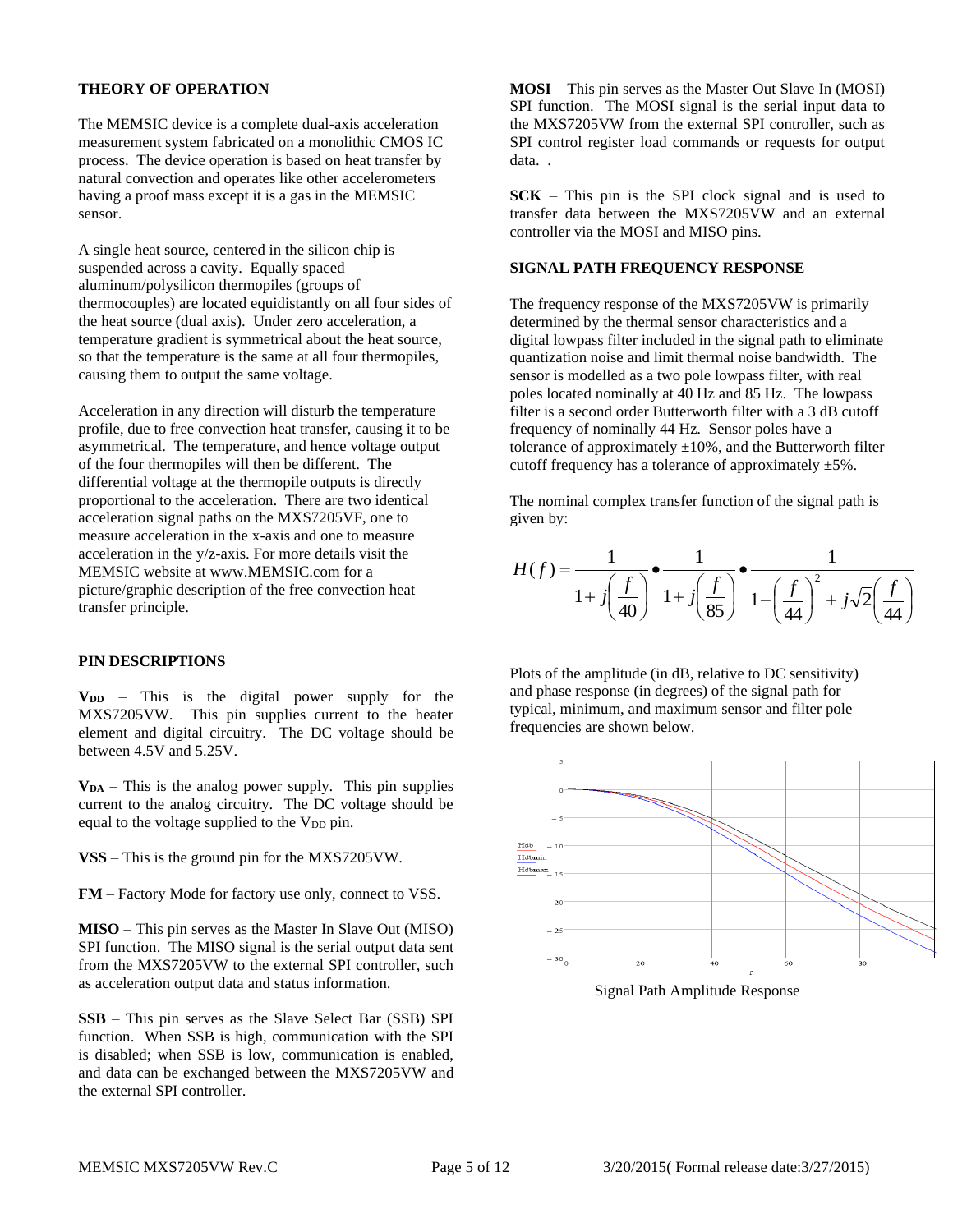## THEORY OF OPERATION

The MEMSIC device is a complete dual-axis acceleration measurement system fabricated on a monolithic CMOS IC process. The device operation is based on heat transfer by natural convection and operates like other accelerometers having a proof mass except it is a gas in the MEMSIC sensor.

A single heat source, centered in the silicon chip is suspended across a cavity. Equally spaced aluminum/polysilicon thermopiles (groups of thermocouples) are located equidistantly on all four sides of the heat source (dual axis). Under zero acceleration, a temperature gradient is symmetrical about the heat source, so that the temperature is the same at all four thermopiles, causing them to output the same voltage.

Acceleration in any direction will disturb the temperature profile, due to free convection heat transfer, causing it to be asymmetrical. The temperature, and hence voltage output of the four thermopiles will then be different. The differential voltage at the thermopile outputs is directly proportional to the acceleration. There are two identical acceleration signal paths on the MXS7205VF, one to measure acceleration in the x-axis and one to measure acceleration in the y/z-axis. For more details visit the MEMSIC website at www.MEMSIC.com for a picture/graphic description of the free convection heat transfer principle.

## PIN DESCRIPTIONS

**$V_{DD}$** – This is the digital power supply for the MXS7205VW. This pin supplies current to the heater element and digital circuitry. The DC voltage should be between 4.5V and 5.25V.

**$V_{DA}$** – This is the analog power supply. This pin supplies current to the analog circuitry. The DC voltage should be equal to the voltage supplied to the $V_{DD}$ pin.

**VSS** – This is the ground pin for the MXS7205VW.

**FM** – Factory Mode for factory use only, connect to VSS.

**MISO** – This pin serves as the Master In Slave Out (MISO) SPI function. The MISO signal is the serial output data sent from the MXS7205VW to the external SPI controller, such as acceleration output data and status information.

**SSB** – This pin serves as the Slave Select Bar (SSB) SPI function. When SSB is high, communication with the SPI is disabled; when SSB is low, communication is enabled, and data can be exchanged between the MXS7205VW and the external SPI controller.

**MOSI** – This pin serves as the Master Out Slave In (MOSI) SPI function. The MOSI signal is the serial input data to the MXS7205VW from the external SPI controller, such as SPI control register load commands or requests for output data. .

**SCK** – This pin is the SPI clock signal and is used to transfer data between the MXS7205VW and an external controller via the MOSI and MISO pins.

## SIGNAL PATH FREQUENCY RESPONSE

The frequency response of the MXS7205VW is primarily determined by the thermal sensor characteristics and a digital lowpass filter included in the signal path to eliminate quantization noise and limit thermal noise bandwidth. The sensor is modelled as a two pole lowpass filter, with real poles located nominally at 40 Hz and 85 Hz. The lowpass filter is a second order Butterworth filter with a 3 dB cutoff frequency of nominally 44 Hz. Sensor poles have a tolerance of approximately ±10%, and the Butterworth filter cutoff frequency has a tolerance of approximately ±5%.

The nominal complex transfer function of the signal path is given by:

$$H(f) = \frac{1}{1 + j\left(\frac{f}{40}\right)} \bullet \frac{1}{1 + j\left(\frac{f}{85}\right)} \bullet \frac{1}{1 - \left(\frac{f}{44}\right)^2 + j\sqrt{2}\left(\frac{f}{44}\right)}$$

Plots of the amplitude (in dB, relative to DC sensitivity) and phase response (in degrees) of the signal path for typical, minimum, and maximum sensor and filter pole frequencies are shown below.

Signal Path Amplitude Response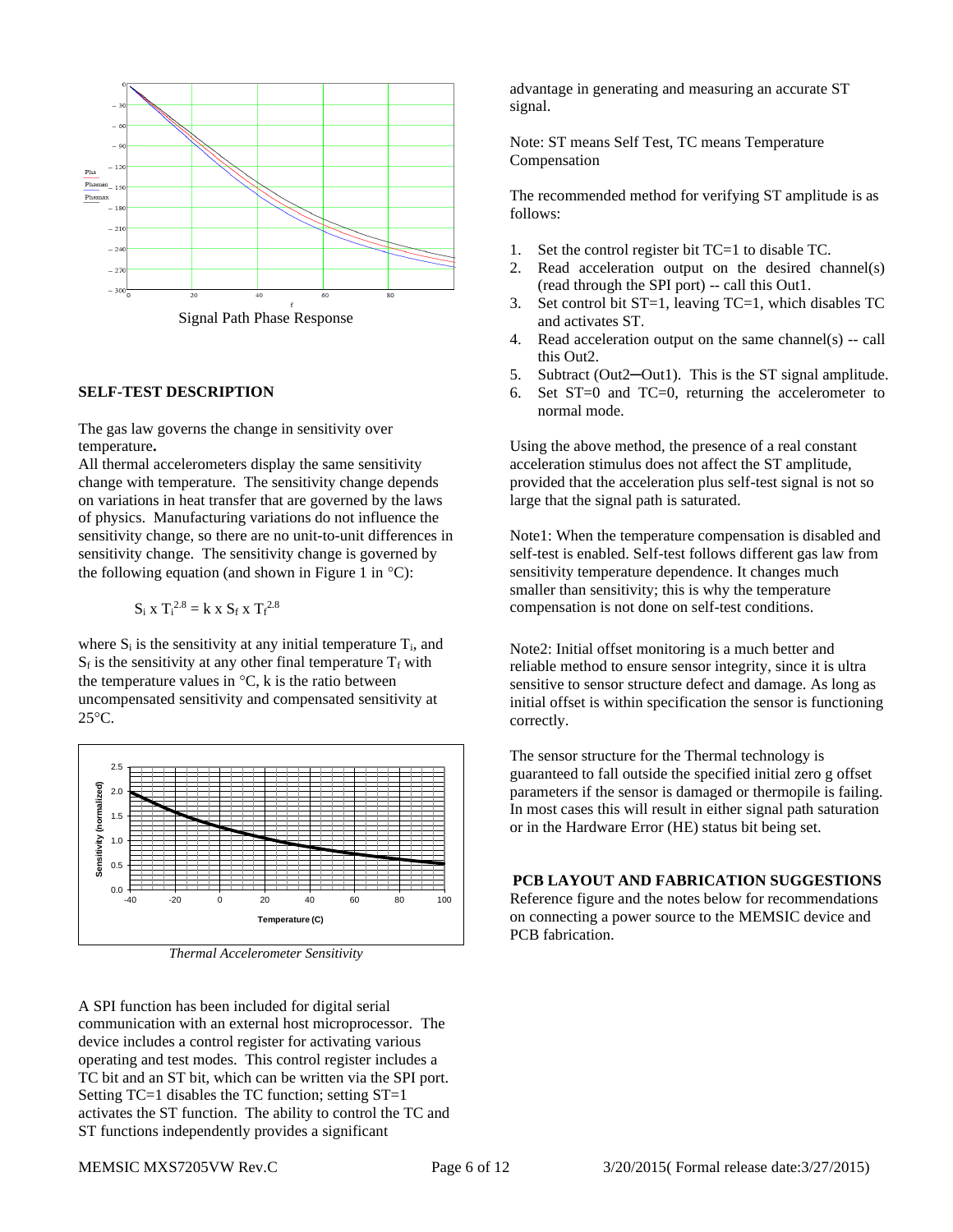Signal Path Phase Response

**SELF-TEST DESCRIPTION**

The gas law governs the change in sensitivity over temperature**.**

All thermal accelerometers display the same sensitivity change with temperature. The sensitivity change depends on variations in heat transfer that are governed by the laws of physics. Manufacturing variations do not influence the sensitivity change, so there are no unit-to-unit differences in sensitivity change. The sensitivity change is governed by the following equation (and shown in Figure 1 in °C):

$$S_i \times T_i^{2.8} = k \times S_f \times T_f^{2.8}$$

where $S_i$ is the sensitivity at any initial temperature $T_i$, and $S_f$ is the sensitivity at any other final temperature $T_f$ with the temperature values in °C, k is the ratio between uncompensated sensitivity and compensated sensitivity at 25°C.

*Thermal Accelerometer Sensitivity*

A SPI function has been included for digital serial communication with an external host microprocessor. The device includes a control register for activating various operating and test modes. This control register includes a TC bit and an ST bit, which can be written via the SPI port. Setting TC=1 disables the TC function; setting ST=1 activates the ST function. The ability to control the TC and ST functions independently provides a significant advantage in generating and measuring an accurate ST signal.

Note: ST means Self Test, TC means Temperature Compensation

The recommended method for verifying ST amplitude is as follows:

1. Set the control register bit TC=1 to disable TC.
2. Read acceleration output on the desired channel(s) (read through the SPI port) -- call this Out1.
3. Set control bit ST=1, leaving TC=1, which disables TC and activates ST.
4. Read acceleration output on the same channel(s) -- call this Out2.
5. Subtract (Out2─Out1). This is the ST signal amplitude.
6. Set ST=0 and TC=0, returning the accelerometer to normal mode.

Using the above method, the presence of a real constant acceleration stimulus does not affect the ST amplitude, provided that the acceleration plus self-test signal is not so large that the signal path is saturated.

Note1: When the temperature compensation is disabled and self-test is enabled. Self-test follows different gas law from sensitivity temperature dependence. It changes much smaller than sensitivity; this is why the temperature compensation is not done on self-test conditions.

Note2: Initial offset monitoring is a much better and reliable method to ensure sensor integrity, since it is ultra sensitive to sensor structure defect and damage. As long as initial offset is within specification the sensor is functioning correctly.

The sensor structure for the Thermal technology is guaranteed to fall outside the specified initial zero g offset parameters if the sensor is damaged or thermopile is failing. In most cases this will result in either signal path saturation or in the Hardware Error (HE) status bit being set.

**PCB LAYOUT AND FABRICATION SUGGESTIONS**

Reference figure and the notes below for recommendations on connecting a power source to the MEMSIC device and PCB fabrication.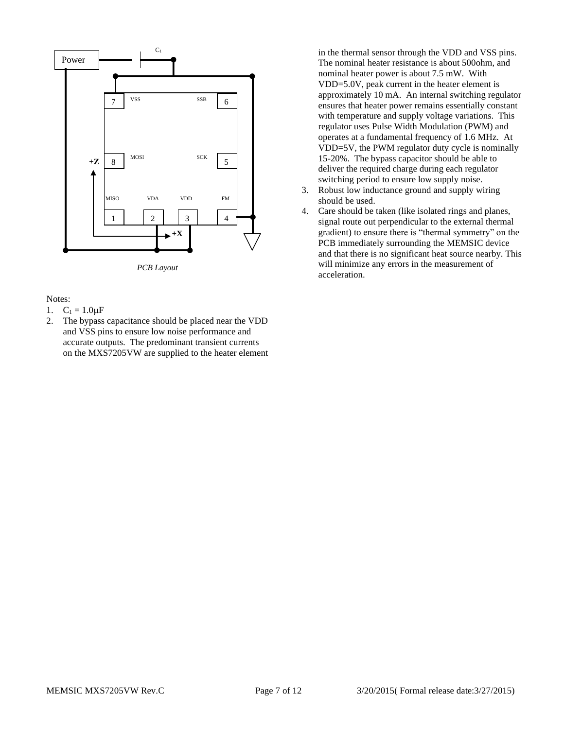*PCB Layout*

Notes:

1. $C_1 = 1.0\mu F$
2. The bypass capacitance should be placed near the VDD and VSS pins to ensure low noise performance and accurate outputs. The predominant transient currents on the MXS7205VW are supplied to the heater element in the thermal sensor through the VDD and VSS pins. The nominal heater resistance is about 500ohm, and nominal heater power is about 7.5 mW. With VDD=5.0V, peak current in the heater element is approximately 10 mA. An internal switching regulator ensures that heater power remains essentially constant with temperature and supply voltage variations. This regulator uses Pulse Width Modulation (PWM) and operates at a fundamental frequency of 1.6 MHz. At VDD=5V, the PWM regulator duty cycle is nominally 15-20%. The bypass capacitor should be able to deliver the required charge during each regulator switching period to ensure low supply noise.
3. Robust low inductance ground and supply wiring should be used.
4. Care should be taken (like isolated rings and planes, signal route out perpendicular to the external thermal gradient) to ensure there is "thermal symmetry" on the PCB immediately surrounding the MEMSIC device and that there is no significant heat source nearby. This will minimize any errors in the measurement of acceleration.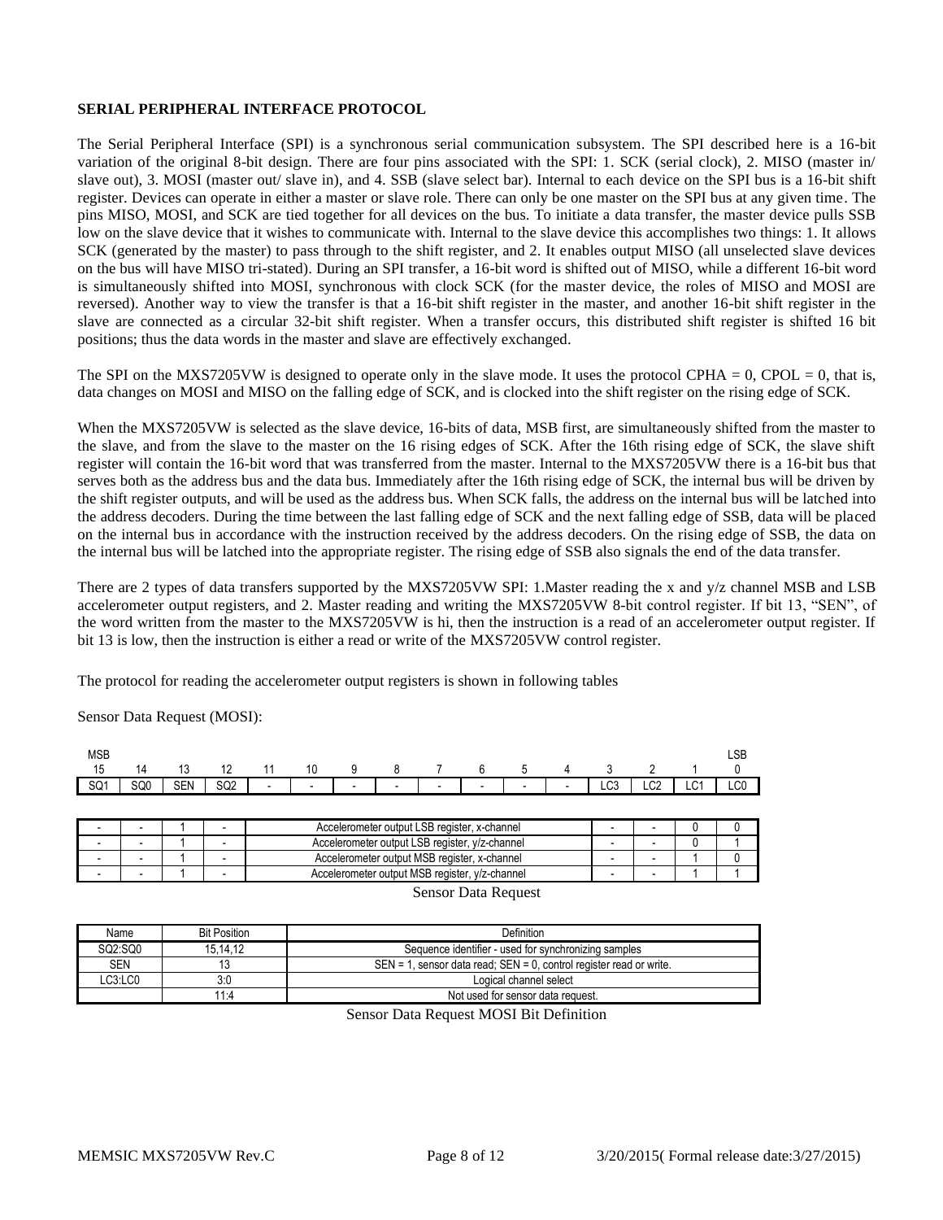**SERIAL PERIPHERAL INTERFACE PROTOCOL**

The Serial Peripheral Interface (SPI) is a synchronous serial communication subsystem. The SPI described here is a 16-bit variation of the original 8-bit design. There are four pins associated with the SPI: 1. SCK (serial clock), 2. MISO (master in/ slave out), 3. MOSI (master out/ slave in), and 4. SSB (slave select bar). Internal to each device on the SPI bus is a 16-bit shift register. Devices can operate in either a master or slave role. There can only be one master on the SPI bus at any given time. The pins MISO, MOSI, and SCK are tied together for all devices on the bus. To initiate a data transfer, the master device pulls SSB low on the slave device that it wishes to communicate with. Internal to the slave device this accomplishes two things: 1. It allows SCK (generated by the master) to pass through to the shift register, and 2. It enables output MISO (all unselected slave devices on the bus will have MISO tri-stated). During an SPI transfer, a 16-bit word is shifted out of MISO, while a different 16-bit word is simultaneously shifted into MOSI, synchronous with clock SCK (for the master device, the roles of MISO and MOSI are reversed). Another way to view the transfer is that a 16-bit shift register in the master, and another 16-bit shift register in the slave are connected as a circular 32-bit shift register. When a transfer occurs, this distributed shift register is shifted 16 bit positions; thus the data words in the master and slave are effectively exchanged.

The SPI on the MXS7205VW is designed to operate only in the slave mode. It uses the protocol CPHA = 0, CPOL = 0, that is, data changes on MOSI and MISO on the falling edge of SCK, and is clocked into the shift register on the rising edge of SCK.

When the MXS7205VW is selected as the slave device, 16-bits of data, MSB first, are simultaneously shifted from the master to the slave, and from the slave to the master on the 16 rising edges of SCK. After the 16th rising edge of SCK, the slave shift register will contain the 16-bit word that was transferred from the master. Internal to the MXS7205VW there is a 16-bit bus that serves both as the address bus and the data bus. Immediately after the 16th rising edge of SCK, the internal bus will be driven by the shift register outputs, and will be used as the address bus. When SCK falls, the address on the internal bus will be latched into the address decoders. During the time between the last falling edge of SCK and the next falling edge of SSB, data will be placed on the internal bus in accordance with the instruction received by the address decoders. On the rising edge of SSB, the data on the internal bus will be latched into the appropriate register. The rising edge of SSB also signals the end of the data transfer.

There are 2 types of data transfers supported by the MXS7205VW SPI: 1.Master reading the x and y/z channel MSB and LSB accelerometer output registers, and 2. Master reading and writing the MXS7205VW 8-bit control register. If bit 13, "SEN", of the word written from the master to the MXS7205VW is hi, then the instruction is a read of an accelerometer output register. If bit 13 is low, then the instruction is either a read or write of the MXS7205VW control register.

The protocol for reading the accelerometer output registers is shown in following tables

Sensor Data Request (MOSI):

| MSB 15 | 14 | 13 | 12 | 11 | 10 | 9 | 8 | 7 | 6 | 5 | 4 | 3 | 2 | 1 | LSB 0 |
|---|---|---|---|---|---|---|---|---|---|---|---|---|---|---|---|
| SQ1 | SQ0 | SEN | SQ2 | - | - | - | - | - | - | - | - | LC3 | LC2 | LC1 | LC0 |

| | | | | | | | | |
|---|---|---|---|---|---|---|---|---|
| - | - | 1 | - | Accelerometer output LSB register, x-channel | - | - | 0 | 0 |
| - | - | 1 | - | Accelerometer output LSB register, y/z-channel | - | - | 0 | 1 |
| - | - | 1 | - | Accelerometer output MSB register, x-channel | - | - | 1 | 0 |
| - | - | 1 | - | Accelerometer output MSB register, y/z-channel | - | - | 1 | 1 |

Sensor Data Request

| Name | Bit Position | Definition |
|---|---|---|
| SQ2:SQ0 | 15,14,12 | Sequence identifier - used for synchronizing samples |
| SEN | 13 | SEN = 1, sensor data read; SEN = 0, control register read or write. |
| LC3:LC0 | 3:0 | Logical channel select |
| | 11:4 | Not used for sensor data request. |

Sensor Data Request MOSI Bit Definition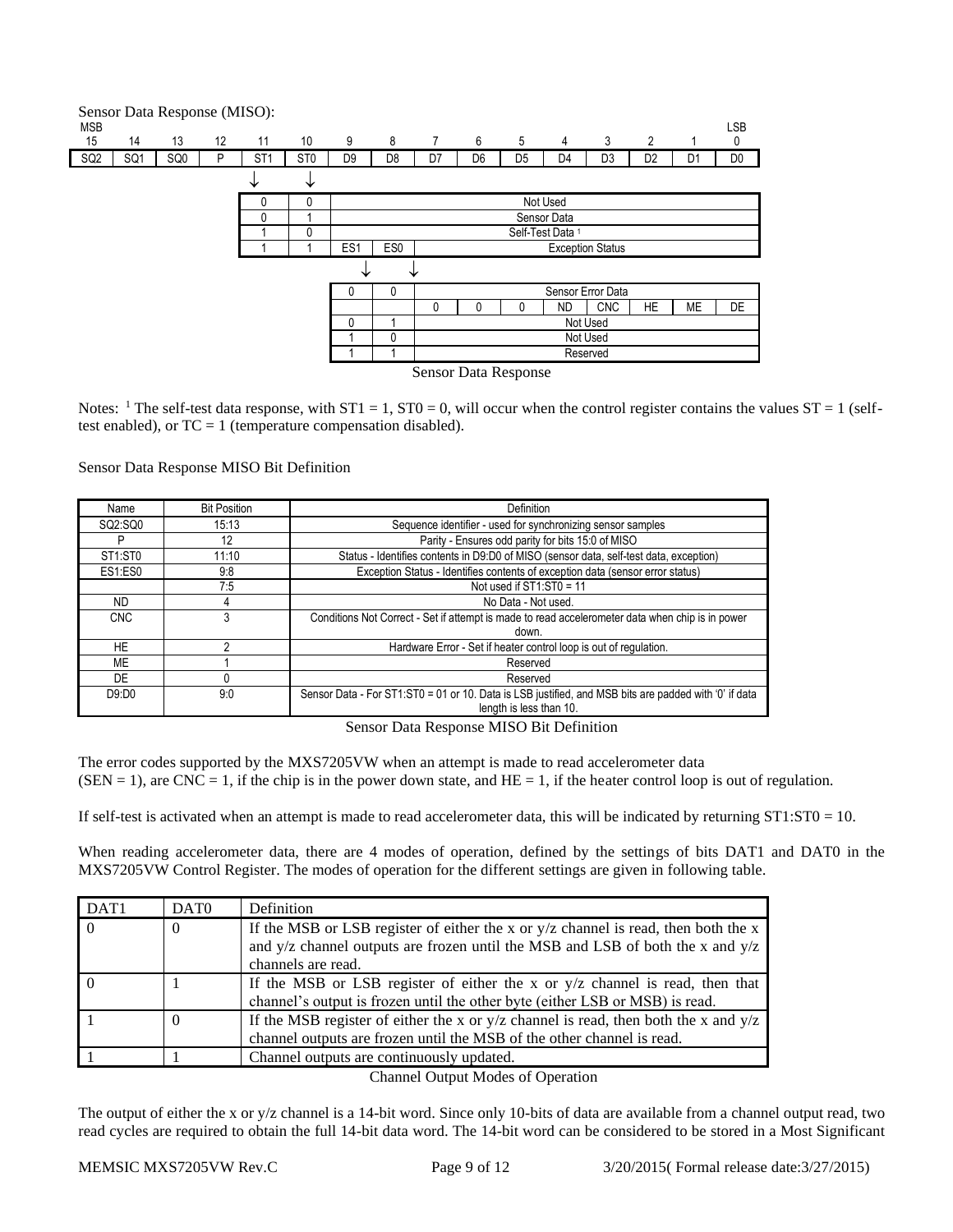Sensor Data Response (MISO):

| MSB 15 | 14 | 13 | 12 | 11 | 10 | 9 | 8 | 7 | 6 | 5 | 4 | 3 | 2 | 1 | LSB 0 |
|---|---|---|---|---|---|---|---|---|---|---|---|---|---|---|---|
| SQ2 | SQ1 | SQ0 | P | ST1 | ST0 | D9 | D8 | D7 | D6 | D5 | D4 | D3 | D2 | D1 | D0 |

| ST1 | ST0 | D9:D0 |
|---|---|---|
| 0 | 0 | Not Used |
| 0 | 1 | Sensor Data |
| 1 | 0 | Self-Test Data [1] |
| 1 | 1 | ES1, ES0, Exception Status |

| ES1 | ES0 | 7 | 6 | 5 | 4 | 3 | 2 | 1 | 0 |
|---|---|---|---|---|---|---|---|---|---|
| 0 | 0 | Sensor Error Data | | | | | | | |
| | | 0 | 0 | 0 | ND | CNC | HE | ME | DE |
| 0 | 1 | Not Used | | | | | | | |
| 1 | 0 | Not Used | | | | | | | |
| 1 | 1 | Reserved | | | | | | | |

Sensor Data Response

Notes: [1] The self-test data response, with ST1 = 1, ST0 = 0, will occur when the control register contains the values ST = 1 (self-test enabled), or TC = 1 (temperature compensation disabled).

Sensor Data Response MISO Bit Definition

| Name | Bit Position | Definition |
|---|---|---|
| SQ2:SQ0 | 15:13 | Sequence identifier - used for synchronizing sensor samples |
| P | 12 | Parity - Ensures odd parity for bits 15:0 of MISO |
| ST1:ST0 | 11:10 | Status - Identifies contents in D9:D0 of MISO (sensor data, self-test data, exception) |
| ES1:ES0 | 9:8 | Exception Status - Identifies contents of exception data (sensor error status) |
| | 7:5 | Not used if ST1:ST0 = 11 |
| ND | 4 | No Data - Not used. |
| CNC | 3 | Conditions Not Correct - Set if attempt is made to read accelerometer data when chip is in power down. |
| HE | 2 | Hardware Error - Set if heater control loop is out of regulation. |
| ME | 1 | Reserved |
| DE | 0 | Reserved |
| D9:D0 | 9:0 | Sensor Data - For ST1:ST0 = 01 or 10. Data is LSB justified, and MSB bits are padded with '0' if data length is less than 10. |

Sensor Data Response MISO Bit Definition

The error codes supported by the MXS7205VW when an attempt is made to read accelerometer data (SEN = 1), are CNC = 1, if the chip is in the power down state, and HE = 1, if the heater control loop is out of regulation.

If self-test is activated when an attempt is made to read accelerometer data, this will be indicated by returning ST1:ST0 = 10.

When reading accelerometer data, there are 4 modes of operation, defined by the settings of bits DAT1 and DAT0 in the MXS7205VW Control Register. The modes of operation for the different settings are given in following table.

| DAT1 | DAT0 | Definition |
|---|---|---|
| 0 | 0 | If the MSB or LSB register of either the x or y/z channel is read, then both the x and y/z channel outputs are frozen until the MSB and LSB of both the x and y/z channels are read. |
| 0 | 1 | If the MSB or LSB register of either the x or y/z channel is read, then that channel's output is frozen until the other byte (either LSB or MSB) is read. |
| 1 | 0 | If the MSB register of either the x or y/z channel is read, then both the x and y/z channel outputs are frozen until the MSB of the other channel is read. |
| 1 | 1 | Channel outputs are continuously updated. |

Channel Output Modes of Operation

The output of either the x or y/z channel is a 14-bit word. Since only 10-bits of data are available from a channel output read, two read cycles are required to obtain the full 14-bit data word. The 14-bit word can be considered to be stored in a Most Significant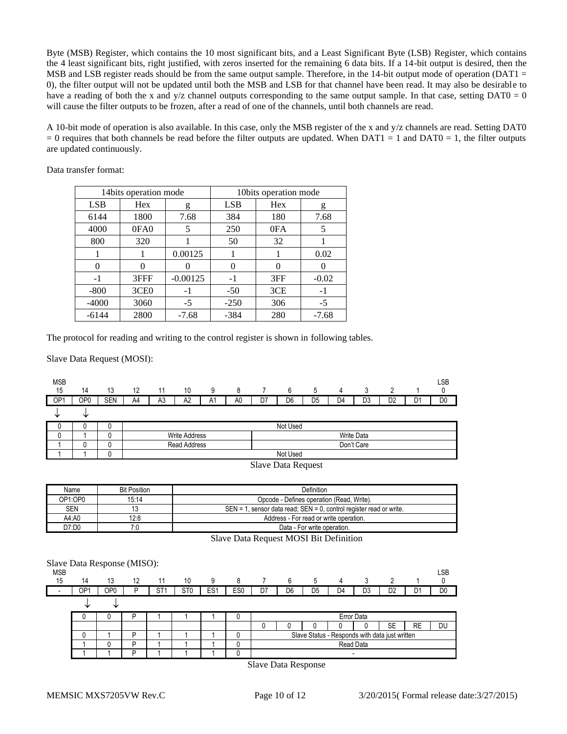Byte (MSB) Register, which contains the 10 most significant bits, and a Least Significant Byte (LSB) Register, which contains the 4 least significant bits, right justified, with zeros inserted for the remaining 6 data bits. If a 14-bit output is desired, then the MSB and LSB register reads should be from the same output sample. Therefore, in the 14-bit output mode of operation (DAT1 = 0), the filter output will not be updated until both the MSB and LSB for that channel have been read. It may also be desirable to have a reading of both the x and y/z channel outputs corresponding to the same output sample. In that case, setting DAT0 = 0 will cause the filter outputs to be frozen, after a read of one of the channels, until both channels are read.

A 10-bit mode of operation is also available. In this case, only the MSB register of the x and y/z channels are read. Setting DAT0 = 0 requires that both channels be read before the filter outputs are updated. When DAT1 = 1 and DAT0 = 1, the filter outputs are updated continuously.

Data transfer format:

| 14bits operation mode | | | 10bits operation mode | | |
|---|---|---|---|---|---|
| LSB | Hex | g | LSB | Hex | g |
| 6144 | 1800 | 7.68 | 384 | 180 | 7.68 |
| 4000 | 0FA0 | 5 | 250 | 0FA | 5 |
| 800 | 320 | 1 | 50 | 32 | 1 |
| 1 | 1 | 0.00125 | 1 | 1 | 0.02 |
| 0 | 0 | 0 | 0 | 0 | 0 |
| -1 | 3FFF | -0.00125 | -1 | 3FF | -0.02 |
| -800 | 3CE0 | -1 | -50 | 3CE | -1 |
| -4000 | 3060 | -5 | -250 | 306 | -5 |
| -6144 | 2800 | -7.68 | -384 | 280 | -7.68 |

The protocol for reading and writing to the control register is shown in following tables.

Slave Data Request (MOSI):

| MSB 15 | 14 | 13 | 12 | 11 | 10 | 9 | 8 | 7 | 6 | 5 | 4 | 3 | 2 | 1 | LSB 0 |
|---|---|---|---|---|---|---|---|---|---|---|---|---|---|---|---|
| OP1 | OP0 | SEN | A4 | A3 | A2 | A1 | A0 | D7 | D6 | D5 | D4 | D3 | D2 | D1 | D0 |
| 0 | 0 | 0 | Not Used | | | | | | | | | | | | |
| 0 | 1 | 0 | Write Address | | | | | Write Data | | | | | | | |
| 1 | 0 | 0 | Read Address | | | | | Don't Care | | | | | | | |
| 1 | 1 | 0 | Not Used | | | | | | | | | | | | |

Slave Data Request

| Name | Bit Position | Definition |
|---|---|---|
| OP1:OP0 | 15:14 | Opcode - Defines operation (Read, Write). |
| SEN | 13 | SEN = 1, sensor data read; SEN = 0, control register read or write. |
| A4:A0 | 12:8 | Address - For read or write operation. |
| D7:D0 | 7:0 | Data - For write operation. |

Slave Data Request MOSI Bit Definition

Slave Data Response (MISO):

| MSB 15 | 14 | 13 | 12 | 11 | 10 | 9 | 8 | 7 | 6 | 5 | 4 | 3 | 2 | 1 | LSB 0 |
|---|---|---|---|---|---|---|---|---|---|---|---|---|---|---|---|
| - | OP1 | OP0 | P | ST1 | ST0 | ES1 | ES0 | D7 | D6 | D5 | D4 | D3 | D2 | D1 | D0 |
| | 0 | 0 | P | 1 | 1 | 1 | 0 | Error Data | | | | | | | |
| | | | | | | | | 0 | 0 | 0 | 0 | 0 | SE | RE | DU |
| | 0 | 1 | P | 1 | 1 | 1 | 0 | Slave Status - Responds with data just written | | | | | | | |
| | 1 | 0 | P | 1 | 1 | 1 | 0 | Read Data | | | | | | | |
| | 1 | 1 | P | 1 | 1 | 1 | 0 | - | | | | | | | |

Slave Data Response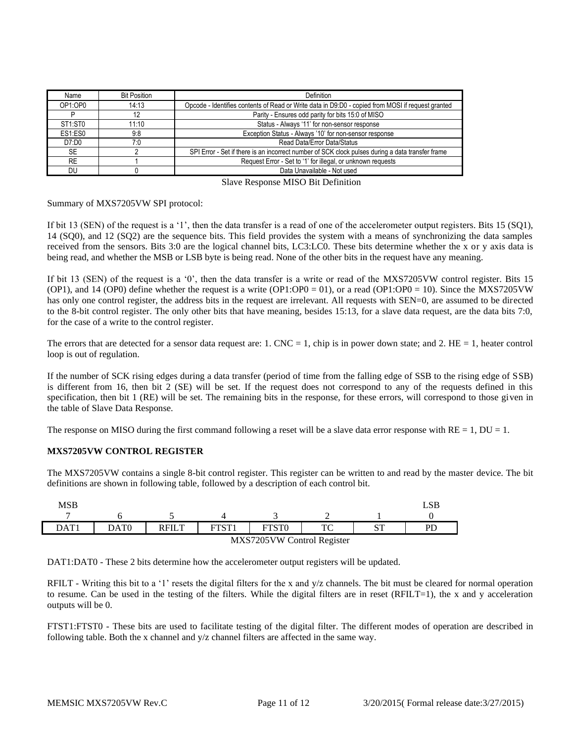| Name | Bit Position | Definition |
|---|---|---|
| OP1:OP0 | 14:13 | Opcode - Identifies contents of Read or Write data in D9:D0 - copied from MOSI if request granted |
| P | 12 | Parity - Ensures odd parity for bits 15:0 of MISO |
| ST1:ST0 | 11:10 | Status - Always '11' for non-sensor response |
| ES1:ES0 | 9:8 | Exception Status - Always '10' for non-sensor response |
| D7:D0 | 7:0 | Read Data/Error Data/Status |
| SE | 2 | SPI Error - Set if there is an incorrect number of SCK clock pulses during a data transfer frame |
| RE | 1 | Request Error - Set to '1' for illegal, or unknown requests |
| DU | 0 | Data Unavailable - Not used |

Slave Response MISO Bit Definition

Summary of MXS7205VW SPI protocol:

If bit 13 (SEN) of the request is a '1', then the data transfer is a read of one of the accelerometer output registers. Bits 15 (SQ1), 14 (SQ0), and 12 (SQ2) are the sequence bits. This field provides the system with a means of synchronizing the data samples received from the sensors. Bits 3:0 are the logical channel bits, LC3:LC0. These bits determine whether the x or y axis data is being read, and whether the MSB or LSB byte is being read. None of the other bits in the request have any meaning.

If bit 13 (SEN) of the request is a '0', then the data transfer is a write or read of the MXS7205VW control register. Bits 15 (OP1), and 14 (OP0) define whether the request is a write (OP1:OP0 = 01), or a read (OP1:OP0 = 10). Since the MXS7205VW has only one control register, the address bits in the request are irrelevant. All requests with SEN=0, are assumed to be directed to the 8-bit control register. The only other bits that have meaning, besides 15:13, for a slave data request, are the data bits 7:0, for the case of a write to the control register.

The errors that are detected for a sensor data request are: 1. CNC = 1, chip is in power down state; and 2. HE = 1, heater control loop is out of regulation.

If the number of SCK rising edges during a data transfer (period of time from the falling edge of SSB to the rising edge of SSB) is different from 16, then bit 2 (SE) will be set. If the request does not correspond to any of the requests defined in this specification, then bit 1 (RE) will be set. The remaining bits in the response, for these errors, will correspond to those given in the table of Slave Data Response.

The response on MISO during the first command following a reset will be a slave data error response with RE = 1, DU = 1.

**MXS7205VW CONTROL REGISTER**

The MXS7205VW contains a single 8-bit control register. This register can be written to and read by the master device. The bit definitions are shown in following table, followed by a description of each control bit.

| 7 (MSB) | 6 | 5 | 4 | 3 | 2 | 1 | 0 (LSB) |
|---|---|---|---|---|---|---|---|
| DAT1 | DAT0 | RFILT | FTST1 | FTST0 | TC | ST | PD |

MXS7205VW Control Register

DAT1:DAT0 - These 2 bits determine how the accelerometer output registers will be updated.

RFILT - Writing this bit to a '1' resets the digital filters for the x and y/z channels. The bit must be cleared for normal operation to resume. Can be used in the testing of the filters. While the digital filters are in reset (RFILT=1), the x and y acceleration outputs will be 0.

FTST1:FTST0 - These bits are used to facilitate testing of the digital filter. The different modes of operation are described in following table. Both the x channel and y/z channel filters are affected in the same way.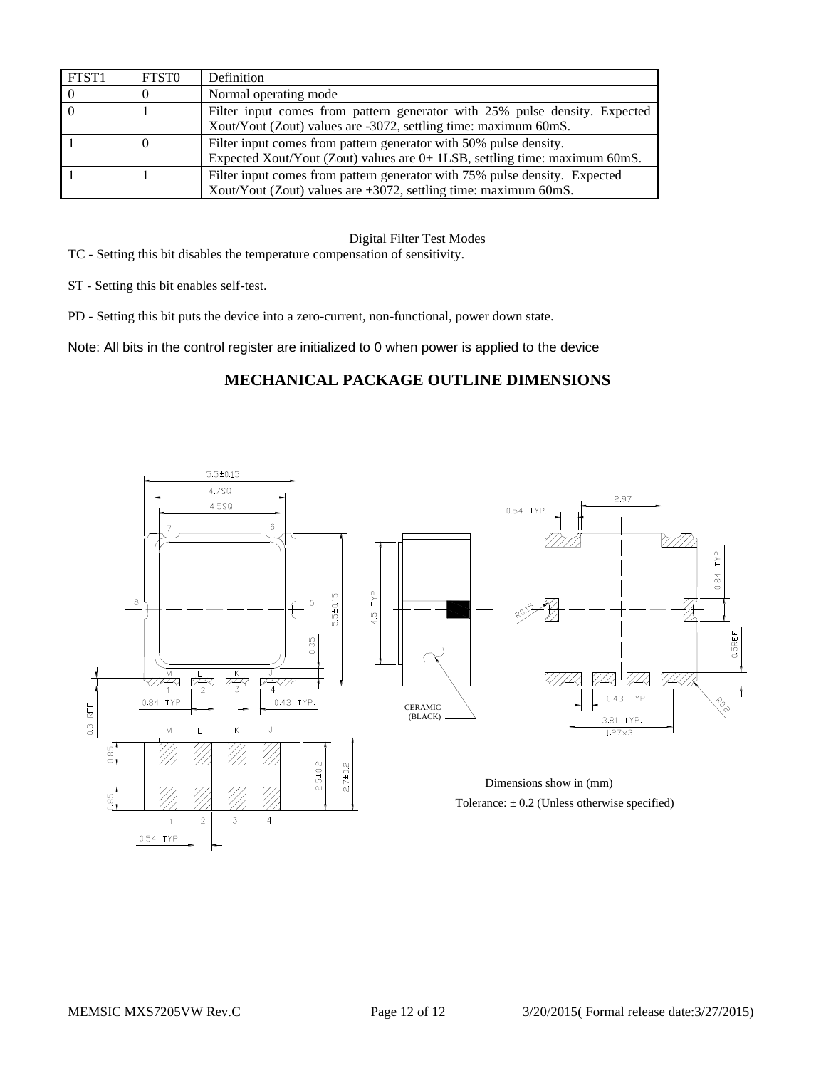| FTST1 | FTST0 | Definition |
|---|---|---|
| 0 | 0 | Normal operating mode |
| 0 | 1 | Filter input comes from pattern generator with 25% pulse density. Expected Xout/Yout (Zout) values are -3072, settling time: maximum 60mS. |
| 1 | 0 | Filter input comes from pattern generator with 50% pulse density. Expected Xout/Yout (Zout) values are 0± 1LSB, settling time: maximum 60mS. |
| 1 | 1 | Filter input comes from pattern generator with 75% pulse density. Expected Xout/Yout (Zout) values are +3072, settling time: maximum 60mS. |

Digital Filter Test Modes

TC - Setting this bit disables the temperature compensation of sensitivity.

ST - Setting this bit enables self-test.

PD - Setting this bit puts the device into a zero-current, non-functional, power down state.

Note: All bits in the control register are initialized to 0 when power is applied to the device

## MECHANICAL PACKAGE OUTLINE DIMENSIONS

5.5±0.15
4.7SQ
4.5SQ
7
6
8
5
5.5±0.15
0.35
M L K J
1 2 3 4
0.84 TYP.
0.43 TYP.
0.3 REF.
0.85
0.85
2.5±0.2
2.7±0.2
0.54 TYP.
4.5 TYP.
CERAMIC (BLACK)
0.54 TYP.
2.97
0.84 TYP.
R0.15
0.5REF
0.43 TYP.
R0.2
3.81 TYP.
1.27x3

Dimensions show in (mm)

Tolerance: ± 0.2 (Unless otherwise specified)